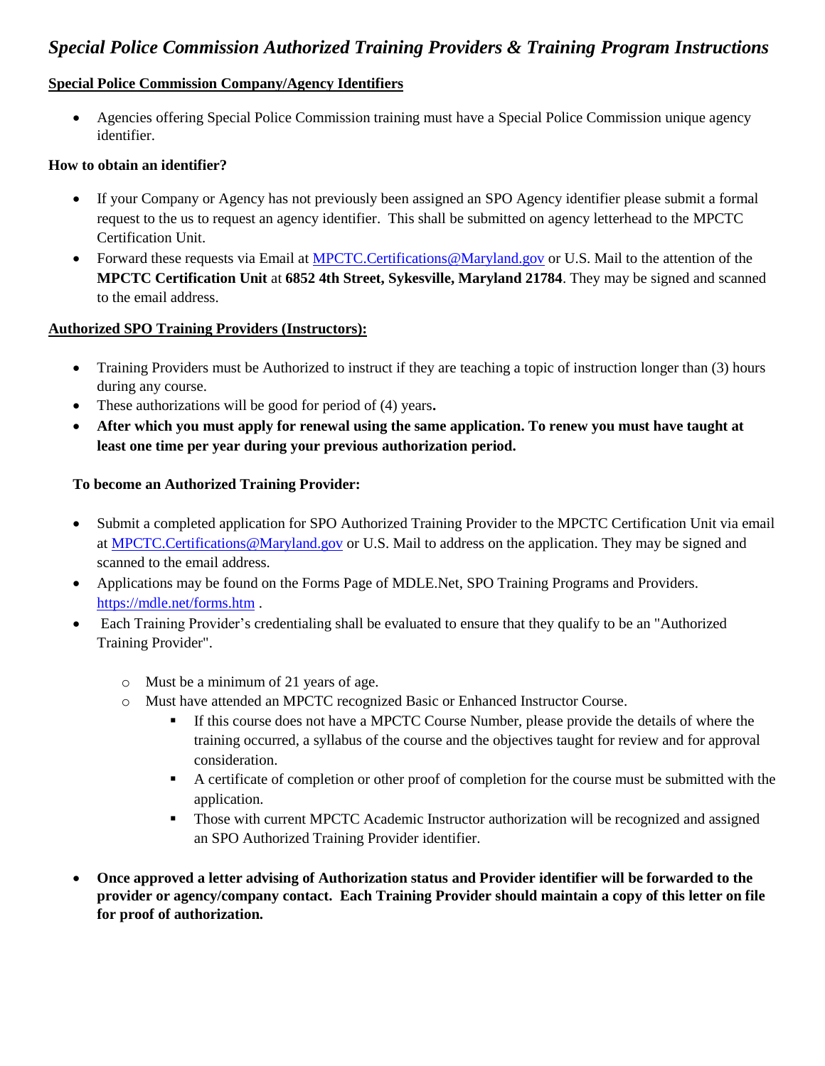# *Special Police Commission Authorized Training Providers & Training Program Instructions*

**Special Police Commission Company/Agency Identifiers**

- Agencies offering Special Police Commission training must have a Special Police Commission unique agency identifier.

**How to obtain an identifier?**

- If your Company or Agency has not previously been assigned an SPO Agency identifier please submit a formal request to the us to request an agency identifier. This shall be submitted on agency letterhead to the MPCTC Certification Unit.
- Forward these requests via Email at MPCTC.Certifications@Maryland.gov or U.S. Mail to the attention of the **MPCTC Certification Unit** at **6852 4th Street, Sykesville, Maryland 21784**. They may be signed and scanned to the email address.

**Authorized SPO Training Providers (Instructors):**

- Training Providers must be Authorized to instruct if they are teaching a topic of instruction longer than (3) hours during any course.
- These authorizations will be good for period of (4) years**.**
- **After which you must apply for renewal using the same application. To renew you must have taught at least one time per year during your previous authorization period.**

**To become an Authorized Training Provider:**

- Submit a completed application for SPO Authorized Training Provider to the MPCTC Certification Unit via email at MPCTC.Certifications@Maryland.gov or U.S. Mail to address on the application. They may be signed and scanned to the email address.
- Applications may be found on the Forms Page of MDLE.Net, SPO Training Programs and Providers. https://mdle.net/forms.htm .
- Each Training Provider's credentialing shall be evaluated to ensure that they qualify to be an "Authorized Training Provider".
  - Must be a minimum of 21 years of age.
  - Must have attended an MPCTC recognized Basic or Enhanced Instructor Course.
    - If this course does not have a MPCTC Course Number, please provide the details of where the training occurred, a syllabus of the course and the objectives taught for review and for approval consideration.
    - A certificate of completion or other proof of completion for the course must be submitted with the application.
    - Those with current MPCTC Academic Instructor authorization will be recognized and assigned an SPO Authorized Training Provider identifier.
- **Once approved a letter advising of Authorization status and Provider identifier will be forwarded to the provider or agency/company contact. Each Training Provider should maintain a copy of this letter on file for proof of authorization.**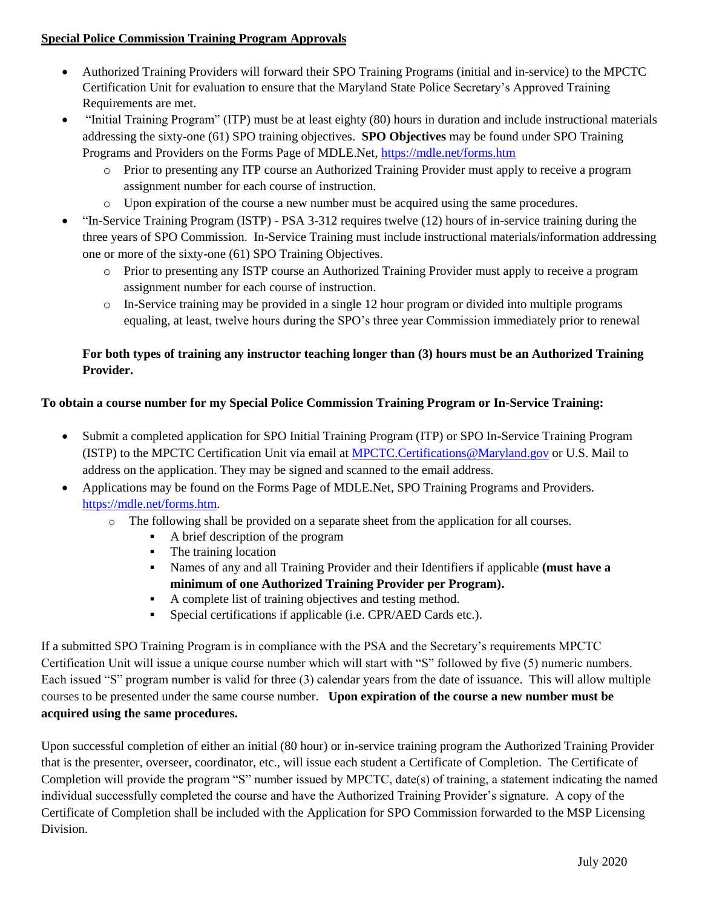**Special Police Commission Training Program Approvals**

- Authorized Training Providers will forward their SPO Training Programs (initial and in-service) to the MPCTC Certification Unit for evaluation to ensure that the Maryland State Police Secretary's Approved Training Requirements are met.
- "Initial Training Program" (ITP) must be at least eighty (80) hours in duration and include instructional materials addressing the sixty-one (61) SPO training objectives. **SPO Objectives** may be found under SPO Training Programs and Providers on the Forms Page of MDLE.Net, https://mdle.net/forms.htm
  - Prior to presenting any ITP course an Authorized Training Provider must apply to receive a program assignment number for each course of instruction.
  - Upon expiration of the course a new number must be acquired using the same procedures.
- "In-Service Training Program (ISTP) - PSA 3-312 requires twelve (12) hours of in-service training during the three years of SPO Commission. In-Service Training must include instructional materials/information addressing one or more of the sixty-one (61) SPO Training Objectives.
  - Prior to presenting any ISTP course an Authorized Training Provider must apply to receive a program assignment number for each course of instruction.
  - In-Service training may be provided in a single 12 hour program or divided into multiple programs equaling, at least, twelve hours during the SPO's three year Commission immediately prior to renewal

**For both types of training any instructor teaching longer than (3) hours must be an Authorized Training Provider.**

**To obtain a course number for my Special Police Commission Training Program or In-Service Training:**

- Submit a completed application for SPO Initial Training Program (ITP) or SPO In-Service Training Program (ISTP) to the MPCTC Certification Unit via email at MPCTC.Certifications@Maryland.gov or U.S. Mail to address on the application. They may be signed and scanned to the email address.
- Applications may be found on the Forms Page of MDLE.Net, SPO Training Programs and Providers. https://mdle.net/forms.htm.
  - The following shall be provided on a separate sheet from the application for all courses.
    - A brief description of the program
    - The training location
    - Names of any and all Training Provider and their Identifiers if applicable **(must have a minimum of one Authorized Training Provider per Program).**
    - A complete list of training objectives and testing method.
    - Special certifications if applicable (i.e. CPR/AED Cards etc.).

If a submitted SPO Training Program is in compliance with the PSA and the Secretary's requirements MPCTC Certification Unit will issue a unique course number which will start with "S" followed by five (5) numeric numbers. Each issued "S" program number is valid for three (3) calendar years from the date of issuance. This will allow multiple courses to be presented under the same course number. **Upon expiration of the course a new number must be acquired using the same procedures.**

Upon successful completion of either an initial (80 hour) or in-service training program the Authorized Training Provider that is the presenter, overseer, coordinator, etc., will issue each student a Certificate of Completion. The Certificate of Completion will provide the program "S" number issued by MPCTC, date(s) of training, a statement indicating the named individual successfully completed the course and have the Authorized Training Provider's signature. A copy of the Certificate of Completion shall be included with the Application for SPO Commission forwarded to the MSP Licensing Division.

July 2020